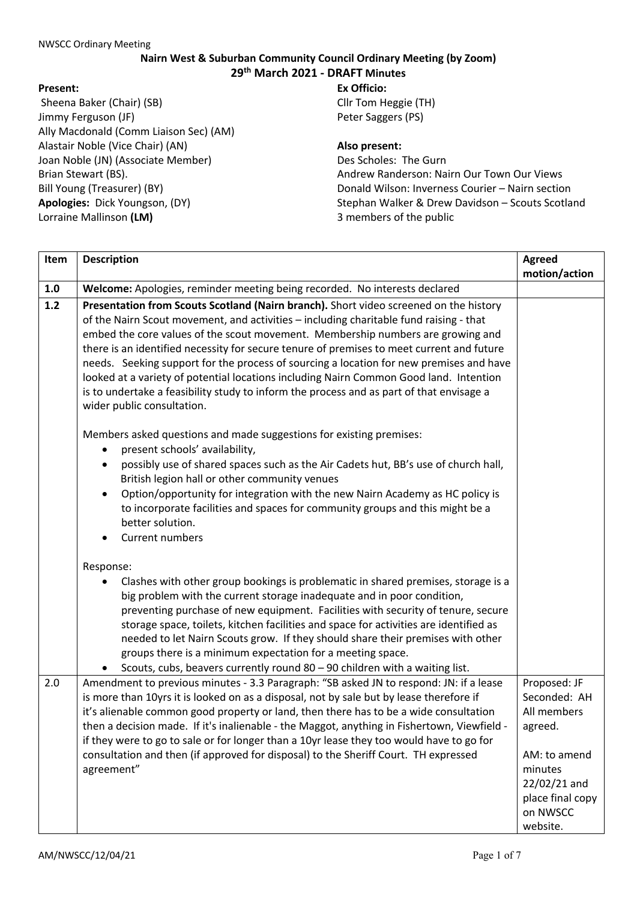# Nairn West & Suburban Community Council Ordinary Meeting (by Zoom)

## 29th March 2021 - DRAFT Minutes

**Present:**
Sheena Baker (Chair) (SB)
Jimmy Ferguson (JF)
Ally Macdonald (Comm Liaison Sec) (AM)
Alastair Noble (Vice Chair) (AN)
Joan Noble (JN) (Associate Member)
Brian Stewart (BS).
Bill Young (Treasurer) (BY)
**Apologies:** Dick Youngson, (DY)
Lorraine Mallinson **(LM)**

**Ex Officio:**
Cllr Tom Heggie (TH)
Peter Saggers (PS)

**Also present:**
Des Scholes: The Gurn
Andrew Randerson: Nairn Our Town Our Views
Donald Wilson: Inverness Courier – Nairn section
Stephan Walker & Drew Davidson – Scouts Scotland
3 members of the public

| Item | Description | Agreed motion/action |
|---|---|---|
| **1.0** | **Welcome:** Apologies, reminder meeting being recorded. No interests declared | |
| **1.2** | **Presentation from Scouts Scotland (Nairn branch).** Short video screened on the history of the Nairn Scout movement, and activities – including charitable fund raising - that embed the core values of the scout movement. Membership numbers are growing and there is an identified necessity for secure tenure of premises to meet current and future needs. Seeking support for the process of sourcing a location for new premises and have looked at a variety of potential locations including Nairn Common Good land. Intention is to undertake a feasibility study to inform the process and as part of that envisage a wider public consultation.<br><br>Members asked questions and made suggestions for existing premises:<br>• present schools' availability,<br>• possibly use of shared spaces such as the Air Cadets hut, BB's use of church hall, British legion hall or other community venues<br>• Option/opportunity for integration with the new Nairn Academy as HC policy is to incorporate facilities and spaces for community groups and this might be a better solution.<br>• Current numbers<br><br>Response:<br>• Clashes with other group bookings is problematic in shared premises, storage is a big problem with the current storage inadequate and in poor condition, preventing purchase of new equipment. Facilities with security of tenure, secure storage space, toilets, kitchen facilities and space for activities are identified as needed to let Nairn Scouts grow. If they should share their premises with other groups there is a minimum expectation for a meeting space.<br>• Scouts, cubs, beavers currently round 80 – 90 children with a waiting list. | |
| 2.0 | Amendment to previous minutes - 3.3 Paragraph: "SB asked JN to respond: JN: if a lease is more than 10yrs it is looked on as a disposal, not by sale but by lease therefore if it's alienable common good property or land, then there has to be a wide consultation then a decision made. If it's inalienable - the Maggot, anything in Fishertown, Viewfield - if they were to go to sale or for longer than a 10yr lease they too would have to go for consultation and then (if approved for disposal) to the Sheriff Court. TH expressed agreement" | Proposed: JF<br>Seconded: AH<br>All members agreed.<br><br>AM: to amend minutes 22/02/21 and place final copy on NWSCC website. |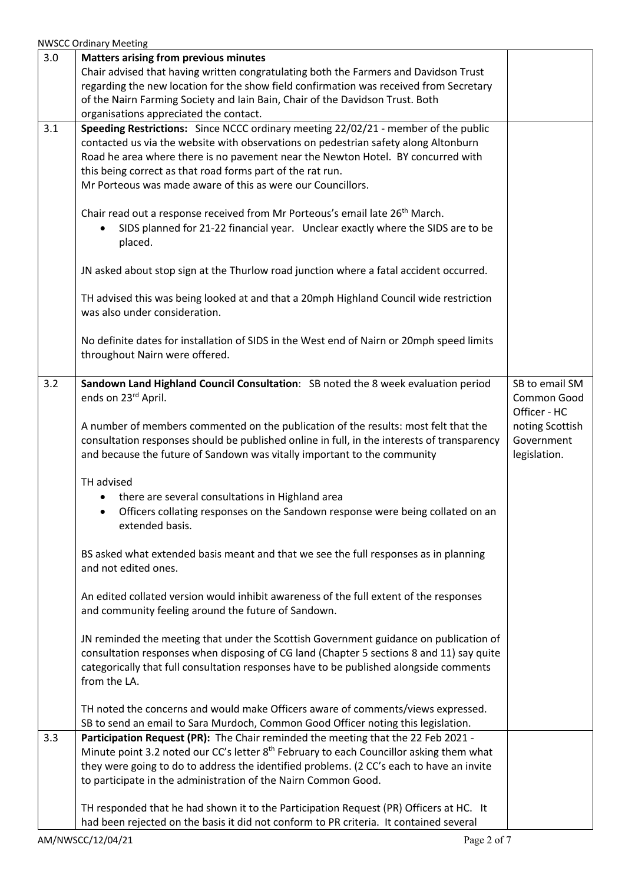| | | |
|---|---|---|
| 3.0 | **Matters arising from previous minutes**<br>Chair advised that having written congratulating both the Farmers and Davidson Trust regarding the new location for the show field confirmation was received from Secretary of the Nairn Farming Society and Iain Bain, Chair of the Davidson Trust. Both organisations appreciated the contact. | |
| 3.1 | **Speeding Restrictions:** Since NCCC ordinary meeting 22/02/21 - member of the public contacted us via the website with observations on pedestrian safety along Altonburn Road he area where there is no pavement near the Newton Hotel. BY concurred with this being correct as that road forms part of the rat run.<br>Mr Porteous was made aware of this as were our Councillors.<br><br>Chair read out a response received from Mr Porteous's email late 26th March.<br>• SIDS planned for 21-22 financial year. Unclear exactly where the SIDS are to be placed.<br><br>JN asked about stop sign at the Thurlow road junction where a fatal accident occurred.<br><br>TH advised this was being looked at and that a 20mph Highland Council wide restriction was also under consideration.<br><br>No definite dates for installation of SIDS in the West end of Nairn or 20mph speed limits throughout Nairn were offered. | |
| 3.2 | **Sandown Land Highland Council Consultation**: SB noted the 8 week evaluation period ends on 23rd April.<br><br>A number of members commented on the publication of the results: most felt that the consultation responses should be published online in full, in the interests of transparency and because the future of Sandown was vitally important to the community<br><br>TH advised<br>• there are several consultations in Highland area<br>• Officers collating responses on the Sandown response were being collated on an extended basis.<br><br>BS asked what extended basis meant and that we see the full responses as in planning and not edited ones.<br><br>An edited collated version would inhibit awareness of the full extent of the responses and community feeling around the future of Sandown.<br><br>JN reminded the meeting that under the Scottish Government guidance on publication of consultation responses when disposing of CG land (Chapter 5 sections 8 and 11) say quite categorically that full consultation responses have to be published alongside comments from the LA.<br><br>TH noted the concerns and would make Officers aware of comments/views expressed.<br>SB to send an email to Sara Murdoch, Common Good Officer noting this legislation. | SB to email SM Common Good Officer - HC noting Scottish Government legislation. |
| 3.3 | **Participation Request (PR):** The Chair reminded the meeting that the 22 Feb 2021 - Minute point 3.2 noted our CC's letter 8th February to each Councillor asking them what they were going to do to address the identified problems. (2 CC's each to have an invite to participate in the administration of the Nairn Common Good.<br><br>TH responded that he had shown it to the Participation Request (PR) Officers at HC. It had been rejected on the basis it did not conform to PR criteria. It contained several | |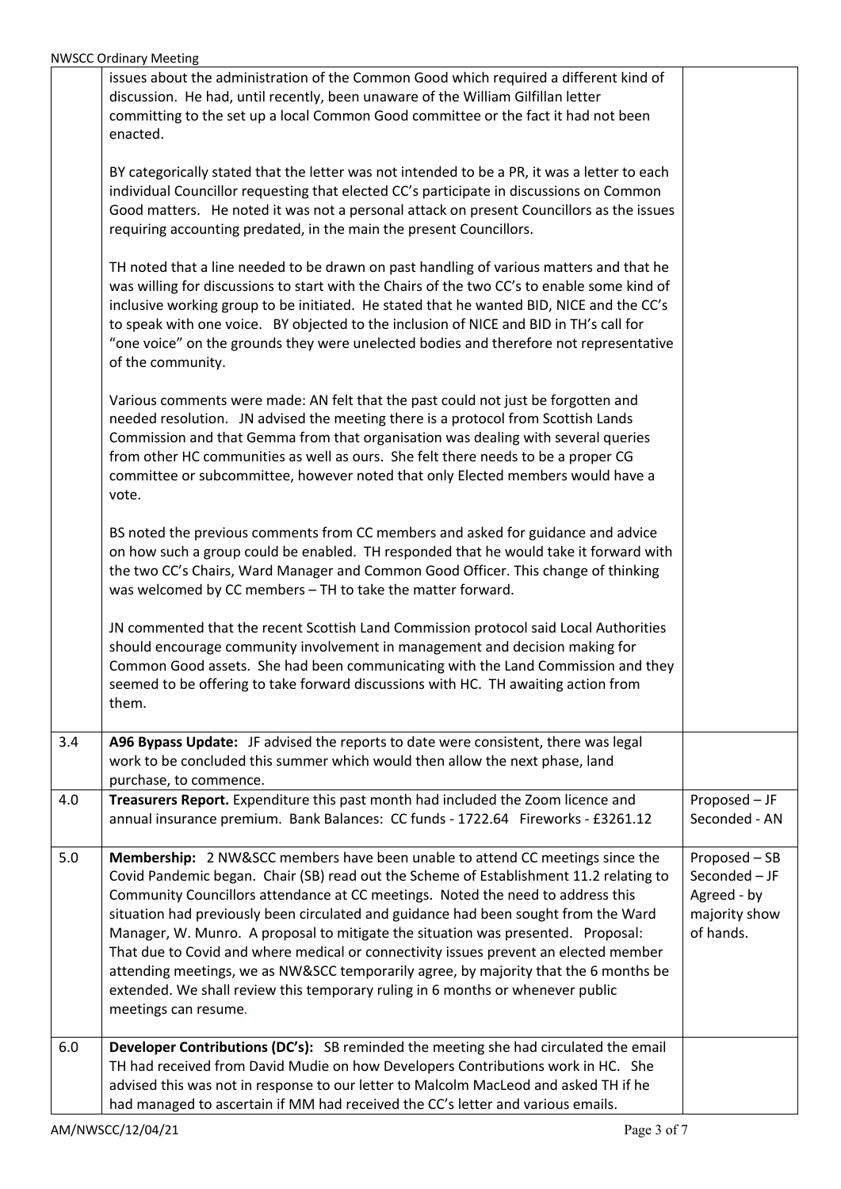| | | |
|---|---|---|
| | issues about the administration of the Common Good which required a different kind of discussion. He had, until recently, been unaware of the William Gilfillan letter committing to the set up a local Common Good committee or the fact it had not been enacted.<br><br>BY categorically stated that the letter was not intended to be a PR, it was a letter to each individual Councillor requesting that elected CC's participate in discussions on Common Good matters. He noted it was not a personal attack on present Councillors as the issues requiring accounting predated, in the main the present Councillors.<br><br>TH noted that a line needed to be drawn on past handling of various matters and that he was willing for discussions to start with the Chairs of the two CC's to enable some kind of inclusive working group to be initiated. He stated that he wanted BID, NICE and the CC's to speak with one voice. BY objected to the inclusion of NICE and BID in TH's call for "one voice" on the grounds they were unelected bodies and therefore not representative of the community.<br><br>Various comments were made: AN felt that the past could not just be forgotten and needed resolution. JN advised the meeting there is a protocol from Scottish Lands Commission and that Gemma from that organisation was dealing with several queries from other HC communities as well as ours. She felt there needs to be a proper CG committee or subcommittee, however noted that only Elected members would have a vote.<br><br>BS noted the previous comments from CC members and asked for guidance and advice on how such a group could be enabled. TH responded that he would take it forward with the two CC's Chairs, Ward Manager and Common Good Officer. This change of thinking was welcomed by CC members – TH to take the matter forward.<br><br>JN commented that the recent Scottish Land Commission protocol said Local Authorities should encourage community involvement in management and decision making for Common Good assets. She had been communicating with the Land Commission and they seemed to be offering to take forward discussions with HC. TH awaiting action from them. | |
| 3.4 | **A96 Bypass Update:** JF advised the reports to date were consistent, there was legal work to be concluded this summer which would then allow the next phase, land purchase, to commence. | |
| 4.0 | **Treasurers Report.** Expenditure this past month had included the Zoom licence and annual insurance premium. Bank Balances: CC funds - 1722.64 Fireworks - £3261.12 | Proposed – JF<br>Seconded - AN |
| 5.0 | **Membership:** 2 NW&SCC members have been unable to attend CC meetings since the Covid Pandemic began. Chair (SB) read out the Scheme of Establishment 11.2 relating to Community Councillors attendance at CC meetings. Noted the need to address this situation had previously been circulated and guidance had been sought from the Ward Manager, W. Munro. A proposal to mitigate the situation was presented. Proposal: That due to Covid and where medical or connectivity issues prevent an elected member attending meetings, we as NW&SCC temporarily agree, by majority that the 6 months be extended. We shall review this temporary ruling in 6 months or whenever public meetings can resume. | Proposed – SB<br>Seconded – JF<br>Agreed - by majority show of hands. |
| 6.0 | **Developer Contributions (DC's):** SB reminded the meeting she had circulated the email TH had received from David Mudie on how Developers Contributions work in HC. She advised this was not in response to our letter to Malcolm MacLeod and asked TH if he had managed to ascertain if MM had received the CC's letter and various emails. | |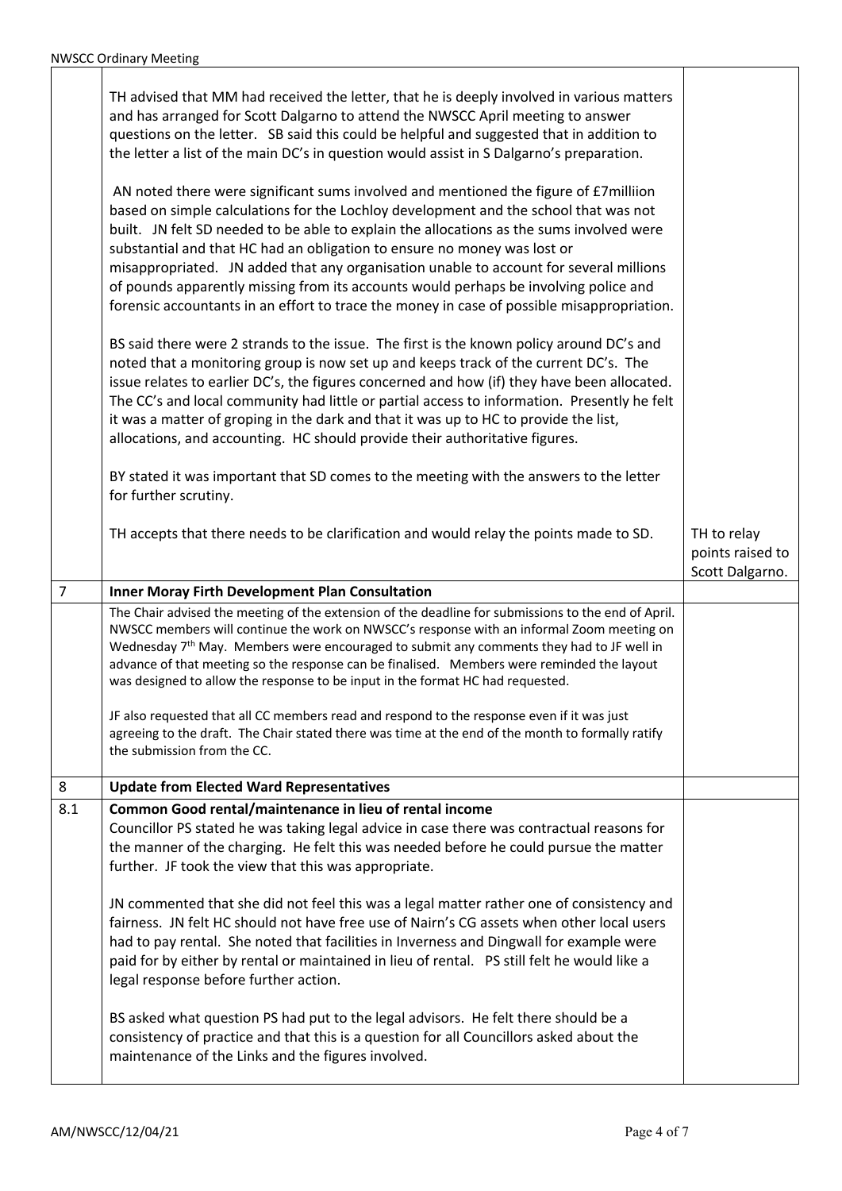| | | |
|---|---|---|
| | TH advised that MM had received the letter, that he is deeply involved in various matters and has arranged for Scott Dalgarno to attend the NWSCC April meeting to answer questions on the letter. SB said this could be helpful and suggested that in addition to the letter a list of the main DC's in question would assist in S Dalgarno's preparation.<br><br>AN noted there were significant sums involved and mentioned the figure of £7milliion based on simple calculations for the Lochloy development and the school that was not built. JN felt SD needed to be able to explain the allocations as the sums involved were substantial and that HC had an obligation to ensure no money was lost or misappropriated. JN added that any organisation unable to account for several millions of pounds apparently missing from its accounts would perhaps be involving police and forensic accountants in an effort to trace the money in case of possible misappropriation.<br><br>BS said there were 2 strands to the issue. The first is the known policy around DC's and noted that a monitoring group is now set up and keeps track of the current DC's. The issue relates to earlier DC's, the figures concerned and how (if) they have been allocated. The CC's and local community had little or partial access to information. Presently he felt it was a matter of groping in the dark and that it was up to HC to provide the list, allocations, and accounting. HC should provide their authoritative figures.<br><br>BY stated it was important that SD comes to the meeting with the answers to the letter for further scrutiny.<br><br>TH accepts that there needs to be clarification and would relay the points made to SD. | TH to relay points raised to Scott Dalgarno. |
| 7 | **Inner Moray Firth Development Plan Consultation** | |
| | The Chair advised the meeting of the extension of the deadline for submissions to the end of April. NWSCC members will continue the work on NWSCC's response with an informal Zoom meeting on Wednesday 7th May. Members were encouraged to submit any comments they had to JF well in advance of that meeting so the response can be finalised. Members were reminded the layout was designed to allow the response to be input in the format HC had requested.<br><br>JF also requested that all CC members read and respond to the response even if it was just agreeing to the draft. The Chair stated there was time at the end of the month to formally ratify the submission from the CC. | |
| 8 | **Update from Elected Ward Representatives** | |
| 8.1 | **Common Good rental/maintenance in lieu of rental income**<br>Councillor PS stated he was taking legal advice in case there was contractual reasons for the manner of the charging. He felt this was needed before he could pursue the matter further. JF took the view that this was appropriate.<br><br>JN commented that she did not feel this was a legal matter rather one of consistency and fairness. JN felt HC should not have free use of Nairn's CG assets when other local users had to pay rental. She noted that facilities in Inverness and Dingwall for example were paid for by either by rental or maintained in lieu of rental. PS still felt he would like a legal response before further action.<br><br>BS asked what question PS had put to the legal advisors. He felt there should be a consistency of practice and that this is a question for all Councillors asked about the maintenance of the Links and the figures involved. | |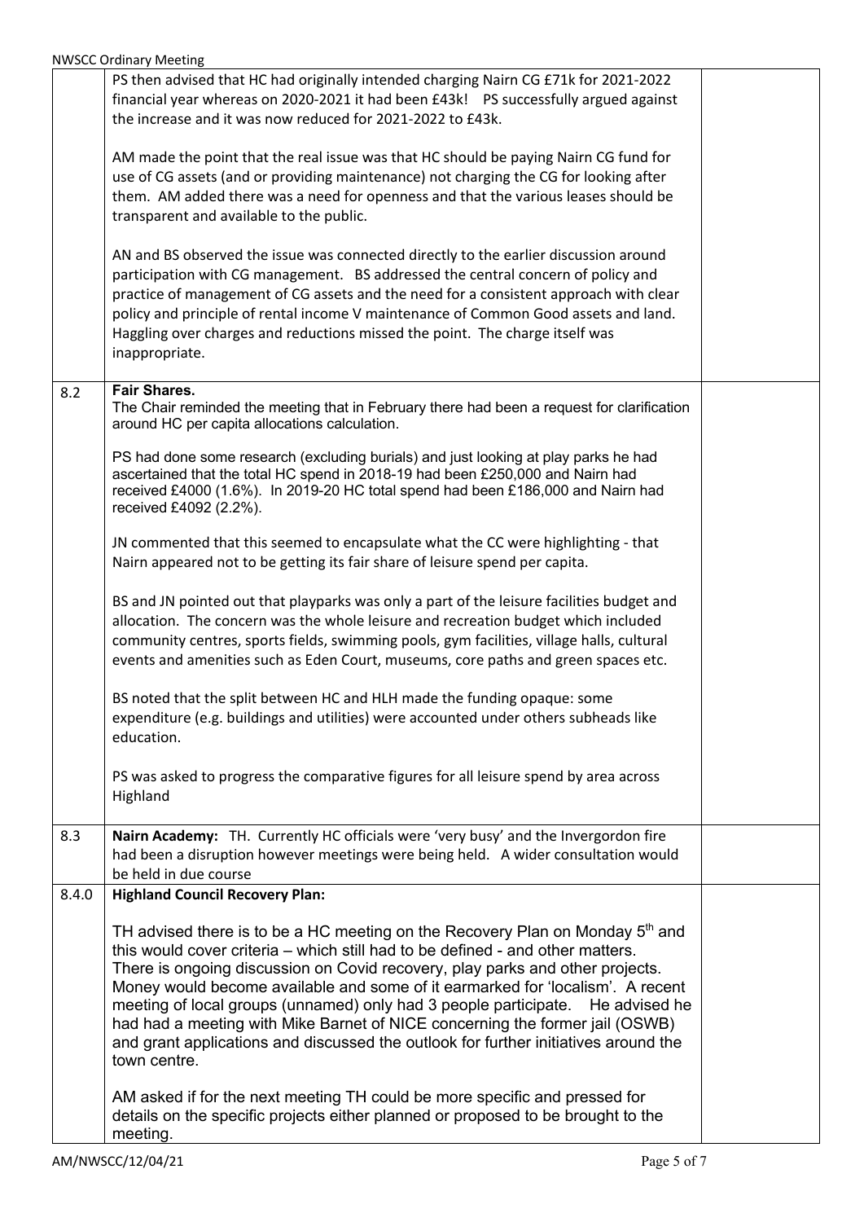| | | |
|---|---|---|
| | PS then advised that HC had originally intended charging Nairn CG £71k for 2021-2022 financial year whereas on 2020-2021 it had been £43k! PS successfully argued against the increase and it was now reduced for 2021-2022 to £43k.<br><br>AM made the point that the real issue was that HC should be paying Nairn CG fund for use of CG assets (and or providing maintenance) not charging the CG for looking after them. AM added there was a need for openness and that the various leases should be transparent and available to the public.<br><br>AN and BS observed the issue was connected directly to the earlier discussion around participation with CG management. BS addressed the central concern of policy and practice of management of CG assets and the need for a consistent approach with clear policy and principle of rental income V maintenance of Common Good assets and land. Haggling over charges and reductions missed the point. The charge itself was inappropriate. | |
| 8.2 | **Fair Shares.**<br>The Chair reminded the meeting that in February there had been a request for clarification around HC per capita allocations calculation.<br><br>PS had done some research (excluding burials) and just looking at play parks he had ascertained that the total HC spend in 2018-19 had been £250,000 and Nairn had received £4000 (1.6%). In 2019-20 HC total spend had been £186,000 and Nairn had received £4092 (2.2%).<br><br>JN commented that this seemed to encapsulate what the CC were highlighting - that Nairn appeared not to be getting its fair share of leisure spend per capita.<br><br>BS and JN pointed out that playparks was only a part of the leisure facilities budget and allocation. The concern was the whole leisure and recreation budget which included community centres, sports fields, swimming pools, gym facilities, village halls, cultural events and amenities such as Eden Court, museums, core paths and green spaces etc.<br><br>BS noted that the split between HC and HLH made the funding opaque: some expenditure (e.g. buildings and utilities) were accounted under others subheads like education.<br><br>PS was asked to progress the comparative figures for all leisure spend by area across Highland | |
| 8.3 | **Nairn Academy:** TH. Currently HC officials were 'very busy' and the Invergordon fire had been a disruption however meetings were being held. A wider consultation would be held in due course | |
| 8.4.0 | **Highland Council Recovery Plan:**<br><br>TH advised there is to be a HC meeting on the Recovery Plan on Monday 5th and this would cover criteria – which still had to be defined - and other matters. There is ongoing discussion on Covid recovery, play parks and other projects. Money would become available and some of it earmarked for 'localism'. A recent meeting of local groups (unnamed) only had 3 people participate. He advised he had had a meeting with Mike Barnet of NICE concerning the former jail (OSWB) and grant applications and discussed the outlook for further initiatives around the town centre.<br><br>AM asked if for the next meeting TH could be more specific and pressed for details on the specific projects either planned or proposed to be brought to the meeting. | |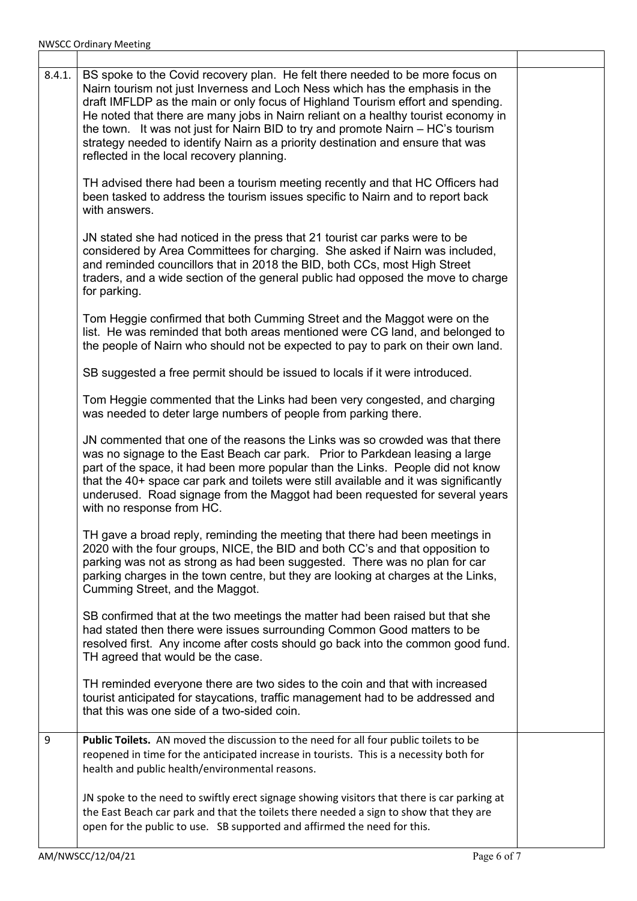| | | |
|---|---|---|
| 8.4.1. | BS spoke to the Covid recovery plan. He felt there needed to be more focus on Nairn tourism not just Inverness and Loch Ness which has the emphasis in the draft IMFLDP as the main or only focus of Highland Tourism effort and spending. He noted that there are many jobs in Nairn reliant on a healthy tourist economy in the town. It was not just for Nairn BID to try and promote Nairn – HC's tourism strategy needed to identify Nairn as a priority destination and ensure that was reflected in the local recovery planning.<br><br>TH advised there had been a tourism meeting recently and that HC Officers had been tasked to address the tourism issues specific to Nairn and to report back with answers.<br><br>JN stated she had noticed in the press that 21 tourist car parks were to be considered by Area Committees for charging. She asked if Nairn was included, and reminded councillors that in 2018 the BID, both CCs, most High Street traders, and a wide section of the general public had opposed the move to charge for parking.<br><br>Tom Heggie confirmed that both Cumming Street and the Maggot were on the list. He was reminded that both areas mentioned were CG land, and belonged to the people of Nairn who should not be expected to pay to park on their own land.<br><br>SB suggested a free permit should be issued to locals if it were introduced.<br><br>Tom Heggie commented that the Links had been very congested, and charging was needed to deter large numbers of people from parking there.<br><br>JN commented that one of the reasons the Links was so crowded was that there was no signage to the East Beach car park. Prior to Parkdean leasing a large part of the space, it had been more popular than the Links. People did not know that the 40+ space car park and toilets were still available and it was significantly underused. Road signage from the Maggot had been requested for several years with no response from HC.<br><br>TH gave a broad reply, reminding the meeting that there had been meetings in 2020 with the four groups, NICE, the BID and both CC's and that opposition to parking was not as strong as had been suggested. There was no plan for car parking charges in the town centre, but they are looking at charges at the Links, Cumming Street, and the Maggot.<br><br>SB confirmed that at the two meetings the matter had been raised but that she had stated then there were issues surrounding Common Good matters to be resolved first. Any income after costs should go back into the common good fund. TH agreed that would be the case.<br><br>TH reminded everyone there are two sides to the coin and that with increased tourist anticipated for staycations, traffic management had to be addressed and that this was one side of a two-sided coin. | |
| 9 | **Public Toilets.** AN moved the discussion to the need for all four public toilets to be reopened in time for the anticipated increase in tourists. This is a necessity both for health and public health/environmental reasons.<br><br>JN spoke to the need to swiftly erect signage showing visitors that there is car parking at the East Beach car park and that the toilets there needed a sign to show that they are open for the public to use. SB supported and affirmed the need for this. | |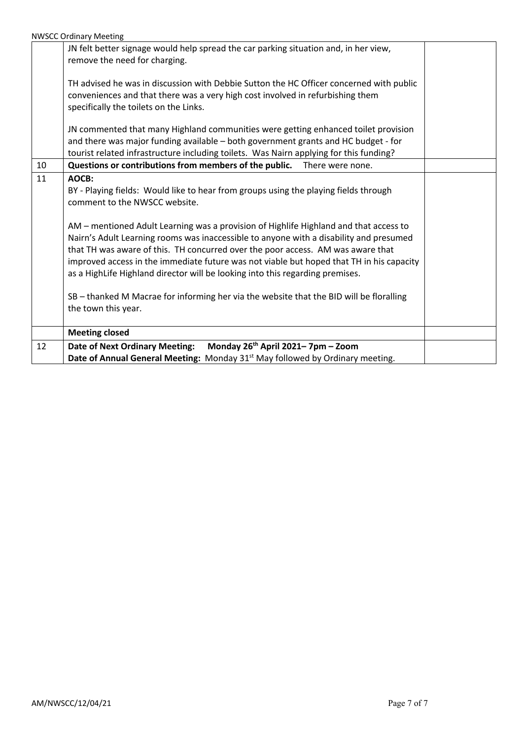| | | |
|---|---|---|
| | JN felt better signage would help spread the car parking situation and, in her view, remove the need for charging.<br><br>TH advised he was in discussion with Debbie Sutton the HC Officer concerned with public conveniences and that there was a very high cost involved in refurbishing them specifically the toilets on the Links.<br><br>JN commented that many Highland communities were getting enhanced toilet provision and there was major funding available – both government grants and HC budget - for tourist related infrastructure including toilets. Was Nairn applying for this funding? | |
| 10 | **Questions or contributions from members of the public.** There were none. | |
| 11 | **AOCB:**<br>BY - Playing fields: Would like to hear from groups using the playing fields through comment to the NWSCC website.<br><br>AM – mentioned Adult Learning was a provision of Highlife Highland and that access to Nairn's Adult Learning rooms was inaccessible to anyone with a disability and presumed that TH was aware of this. TH concurred over the poor access. AM was aware that improved access in the immediate future was not viable but hoped that TH in his capacity as a HighLife Highland director will be looking into this regarding premises.<br><br>SB – thanked M Macrae for informing her via the website that the BID will be floralling the town this year. | |
| | **Meeting closed** | |
| 12 | **Date of Next Ordinary Meeting: Monday 26th April 2021– 7pm – Zoom**<br>**Date of Annual General Meeting:** Monday 31st May followed by Ordinary meeting. | |

AM/NWSCC/12/04/21